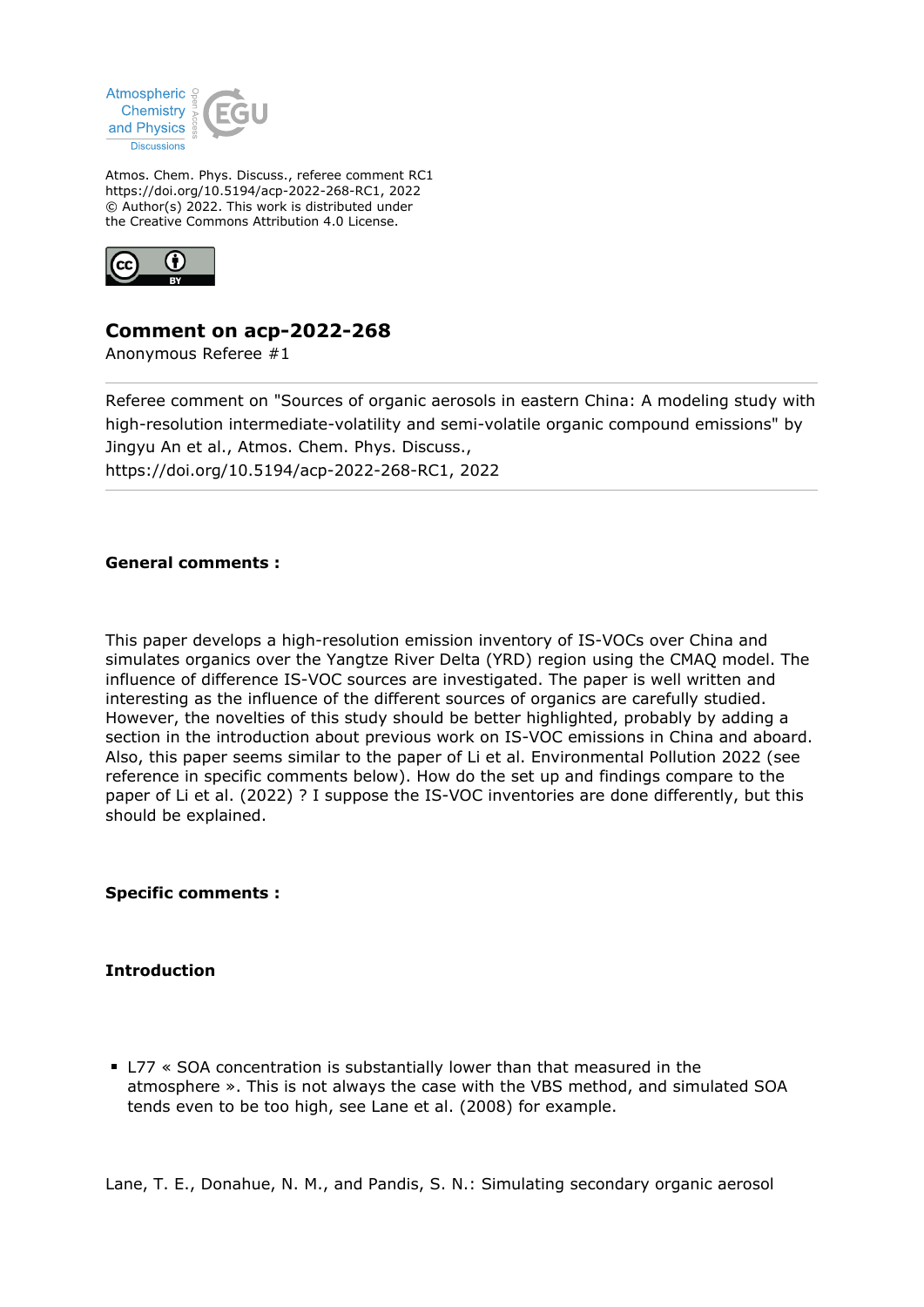Atmos. Chem. Phys. Discuss., referee comment RC1
https://doi.org/10.5194/acp-2022-268-RC1, 2022
© Author(s) 2022. This work is distributed under
the Creative Commons Attribution 4.0 License.

## Comment on acp-2022-268

Anonymous Referee #1

Referee comment on "Sources of organic aerosols in eastern China: A modeling study with high-resolution intermediate-volatility and semi-volatile organic compound emissions" by Jingyu An et al., Atmos. Chem. Phys. Discuss., https://doi.org/10.5194/acp-2022-268-RC1, 2022

**General comments :**

This paper develops a high-resolution emission inventory of IS-VOCs over China and simulates organics over the Yangtze River Delta (YRD) region using the CMAQ model. The influence of difference IS-VOC sources are investigated. The paper is well written and interesting as the influence of the different sources of organics are carefully studied. However, the novelties of this study should be better highlighted, probably by adding a section in the introduction about previous work on IS-VOC emissions in China and aboard. Also, this paper seems similar to the paper of Li et al. Environmental Pollution 2022 (see reference in specific comments below). How do the set up and findings compare to the paper of Li et al. (2022) ? I suppose the IS-VOC inventories are done differently, but this should be explained.

**Specific comments :**

**Introduction**

- L77 « SOA concentration is substantially lower than that measured in the atmosphere ». This is not always the case with the VBS method, and simulated SOA tends even to be too high, see Lane et al. (2008) for example.

Lane, T. E., Donahue, N. M., and Pandis, S. N.: Simulating secondary organic aerosol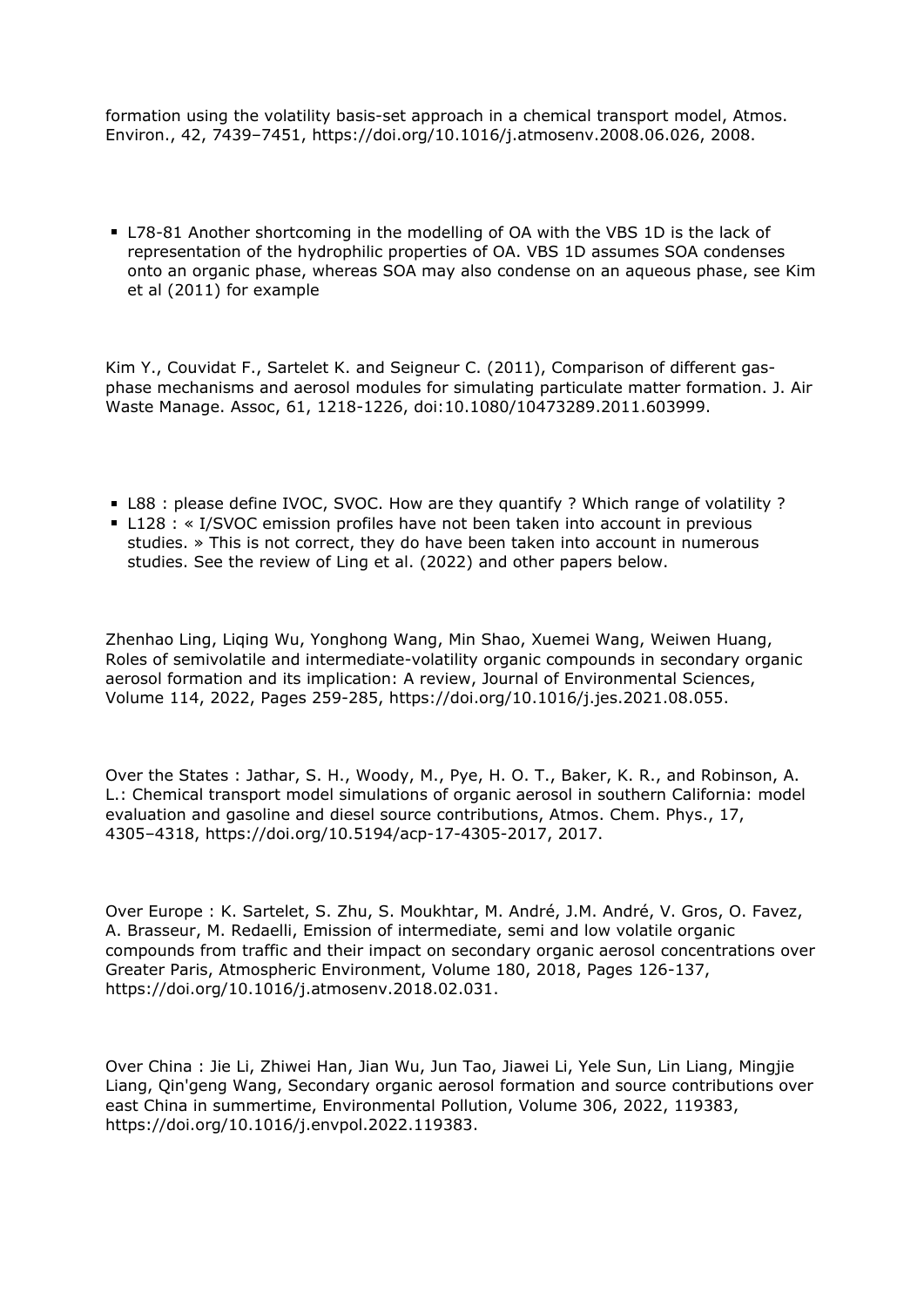formation using the volatility basis-set approach in a chemical transport model, Atmos. Environ., 42, 7439–7451, https://doi.org/10.1016/j.atmosenv.2008.06.026, 2008.

- L78-81 Another shortcoming in the modelling of OA with the VBS 1D is the lack of representation of the hydrophilic properties of OA. VBS 1D assumes SOA condenses onto an organic phase, whereas SOA may also condense on an aqueous phase, see Kim et al (2011) for example

Kim Y., Couvidat F., Sartelet K. and Seigneur C. (2011), Comparison of different gas-phase mechanisms and aerosol modules for simulating particulate matter formation. J. Air Waste Manage. Assoc, 61, 1218-1226, doi:10.1080/10473289.2011.603999.

- L88 : please define IVOC, SVOC. How are they quantify ? Which range of volatility ?
- L128 : « I/SVOC emission profiles have not been taken into account in previous studies. » This is not correct, they do have been taken into account in numerous studies. See the review of Ling et al. (2022) and other papers below.

Zhenhao Ling, Liqing Wu, Yonghong Wang, Min Shao, Xuemei Wang, Weiwen Huang, Roles of semivolatile and intermediate-volatility organic compounds in secondary organic aerosol formation and its implication: A review, Journal of Environmental Sciences, Volume 114, 2022, Pages 259-285, https://doi.org/10.1016/j.jes.2021.08.055.

Over the States : Jathar, S. H., Woody, M., Pye, H. O. T., Baker, K. R., and Robinson, A. L.: Chemical transport model simulations of organic aerosol in southern California: model evaluation and gasoline and diesel source contributions, Atmos. Chem. Phys., 17, 4305–4318, https://doi.org/10.5194/acp-17-4305-2017, 2017.

Over Europe : K. Sartelet, S. Zhu, S. Moukhtar, M. André, J.M. André, V. Gros, O. Favez, A. Brasseur, M. Redaelli, Emission of intermediate, semi and low volatile organic compounds from traffic and their impact on secondary organic aerosol concentrations over Greater Paris, Atmospheric Environment, Volume 180, 2018, Pages 126-137, https://doi.org/10.1016/j.atmosenv.2018.02.031.

Over China : Jie Li, Zhiwei Han, Jian Wu, Jun Tao, Jiawei Li, Yele Sun, Lin Liang, Mingjie Liang, Qin'geng Wang, Secondary organic aerosol formation and source contributions over east China in summertime, Environmental Pollution, Volume 306, 2022, 119383, https://doi.org/10.1016/j.envpol.2022.119383.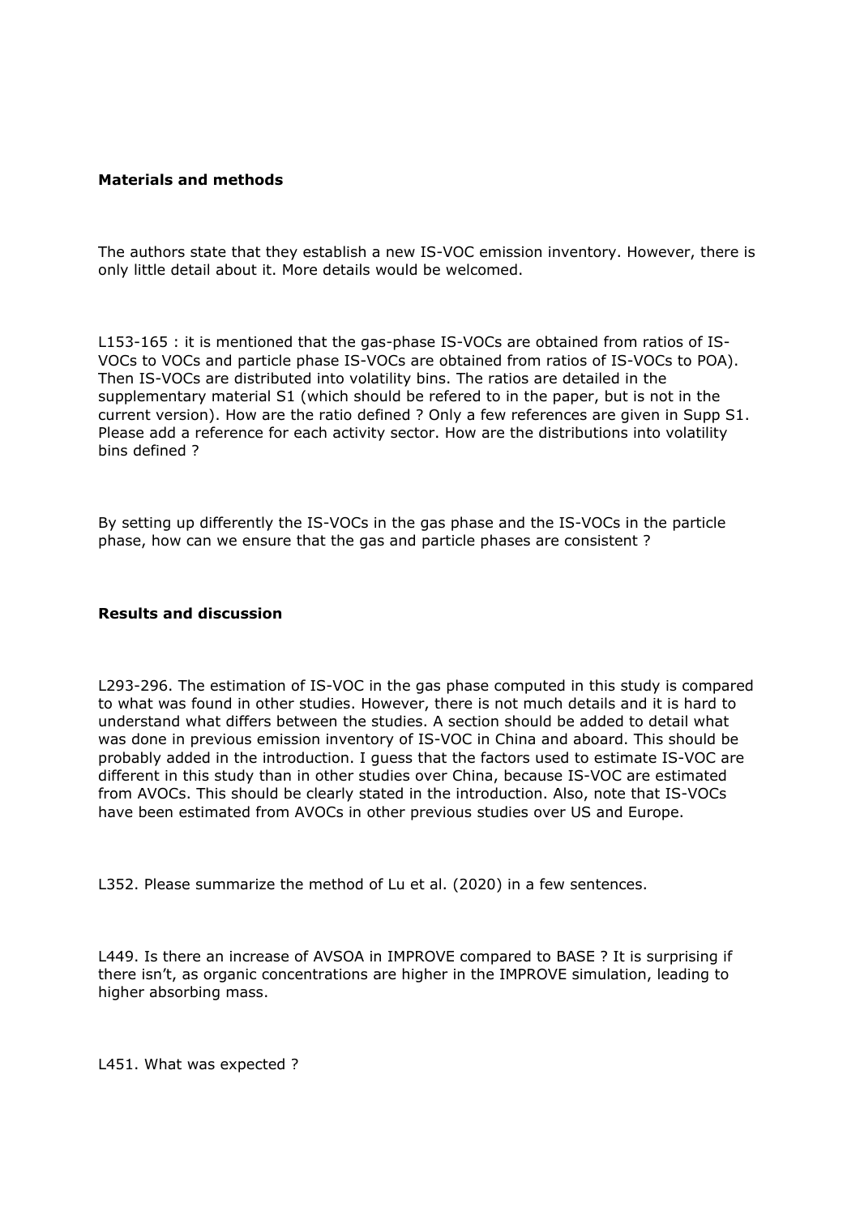**Materials and methods**

The authors state that they establish a new IS-VOC emission inventory. However, there is only little detail about it. More details would be welcomed.

L153-165 : it is mentioned that the gas-phase IS-VOCs are obtained from ratios of IS-VOCs to VOCs and particle phase IS-VOCs are obtained from ratios of IS-VOCs to POA). Then IS-VOCs are distributed into volatility bins. The ratios are detailed in the supplementary material S1 (which should be refered to in the paper, but is not in the current version). How are the ratio defined ? Only a few references are given in Supp S1. Please add a reference for each activity sector. How are the distributions into volatility bins defined ?

By setting up differently the IS-VOCs in the gas phase and the IS-VOCs in the particle phase, how can we ensure that the gas and particle phases are consistent ?

**Results and discussion**

L293-296. The estimation of IS-VOC in the gas phase computed in this study is compared to what was found in other studies. However, there is not much details and it is hard to understand what differs between the studies. A section should be added to detail what was done in previous emission inventory of IS-VOC in China and aboard. This should be probably added in the introduction. I guess that the factors used to estimate IS-VOC are different in this study than in other studies over China, because IS-VOC are estimated from AVOCs. This should be clearly stated in the introduction. Also, note that IS-VOCs have been estimated from AVOCs in other previous studies over US and Europe.

L352. Please summarize the method of Lu et al. (2020) in a few sentences.

L449. Is there an increase of AVSOA in IMPROVE compared to BASE ? It is surprising if there isn't, as organic concentrations are higher in the IMPROVE simulation, leading to higher absorbing mass.

L451. What was expected ?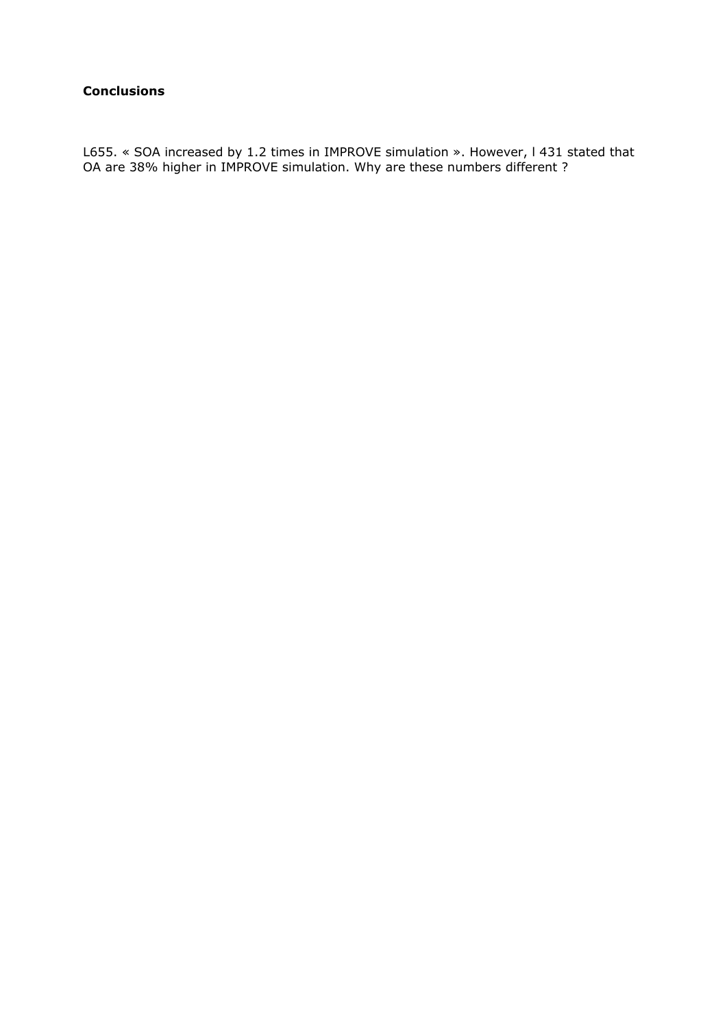**Conclusions**

L655. « SOA increased by 1.2 times in IMPROVE simulation ». However, l 431 stated that OA are 38% higher in IMPROVE simulation. Why are these numbers different ?